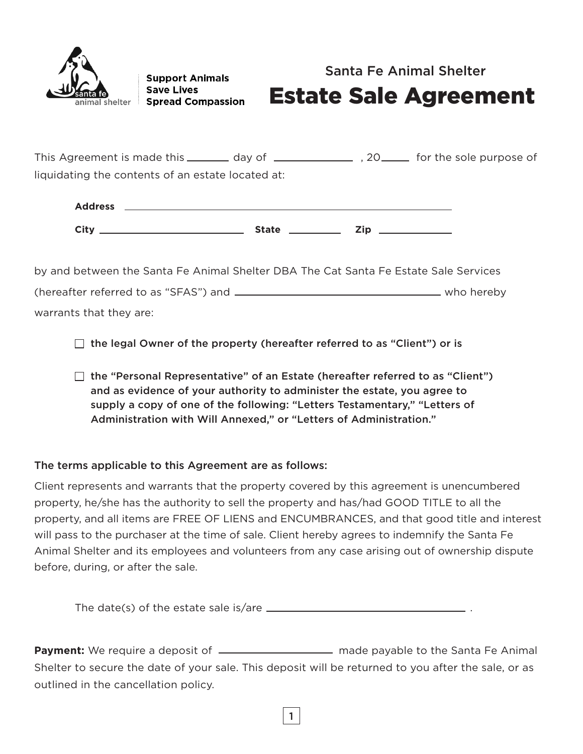Support Animals
Save Lives
Spread Compassion

## Santa Fe Animal Shelter

# Estate Sale Agreement

This Agreement is made this ________ day of ______________ , 20_____ for the sole purpose of liquidating the contents of an estate located at:

**Address** ____________________________________________

**City** ______________________ **State** __________ **Zip** ____________

by and between the Santa Fe Animal Shelter DBA The Cat Santa Fe Estate Sale Services (hereafter referred to as "SFAS") and ________________________________ who hereby warrants that they are:

- ☐ **the legal Owner of the property (hereafter referred to as "Client") or is**
- ☐ **the "Personal Representative" of an Estate (hereafter referred to as "Client") and as evidence of your authority to administer the estate, you agree to supply a copy of one of the following: "Letters Testamentary," "Letters of Administration with Will Annexed," or "Letters of Administration."**

### The terms applicable to this Agreement are as follows:

Client represents and warrants that the property covered by this agreement is unencumbered property, he/she has the authority to sell the property and has/had GOOD TITLE to all the property, and all items are FREE OF LIENS and ENCUMBRANCES, and that good title and interest will pass to the purchaser at the time of sale. Client hereby agrees to indemnify the Santa Fe Animal Shelter and its employees and volunteers from any case arising out of ownership dispute before, during, or after the sale.

The date(s) of the estate sale is/are ________________________________ .

**Payment:** We require a deposit of ________________ made payable to the Santa Fe Animal Shelter to secure the date of your sale. This deposit will be returned to you after the sale, or as outlined in the cancellation policy.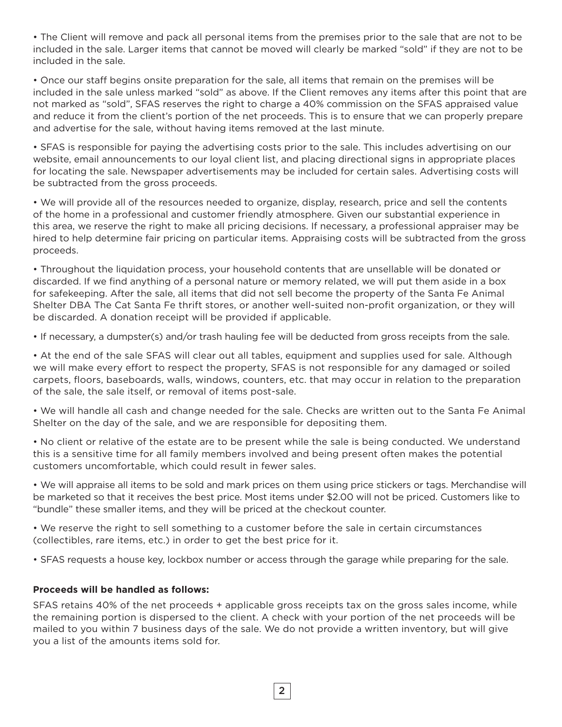- The Client will remove and pack all personal items from the premises prior to the sale that are not to be included in the sale. Larger items that cannot be moved will clearly be marked "sold" if they are not to be included in the sale.

- Once our staff begins onsite preparation for the sale, all items that remain on the premises will be included in the sale unless marked "sold" as above. If the Client removes any items after this point that are not marked as "sold", SFAS reserves the right to charge a 40% commission on the SFAS appraised value and reduce it from the client's portion of the net proceeds. This is to ensure that we can properly prepare and advertise for the sale, without having items removed at the last minute.

- SFAS is responsible for paying the advertising costs prior to the sale. This includes advertising on our website, email announcements to our loyal client list, and placing directional signs in appropriate places for locating the sale. Newspaper advertisements may be included for certain sales. Advertising costs will be subtracted from the gross proceeds.

- We will provide all of the resources needed to organize, display, research, price and sell the contents of the home in a professional and customer friendly atmosphere. Given our substantial experience in this area, we reserve the right to make all pricing decisions. If necessary, a professional appraiser may be hired to help determine fair pricing on particular items. Appraising costs will be subtracted from the gross proceeds.

- Throughout the liquidation process, your household contents that are unsellable will be donated or discarded. If we find anything of a personal nature or memory related, we will put them aside in a box for safekeeping. After the sale, all items that did not sell become the property of the Santa Fe Animal Shelter DBA The Cat Santa Fe thrift stores, or another well-suited non-profit organization, or they will be discarded. A donation receipt will be provided if applicable.

- If necessary, a dumpster(s) and/or trash hauling fee will be deducted from gross receipts from the sale.

- At the end of the sale SFAS will clear out all tables, equipment and supplies used for sale. Although we will make every effort to respect the property, SFAS is not responsible for any damaged or soiled carpets, floors, baseboards, walls, windows, counters, etc. that may occur in relation to the preparation of the sale, the sale itself, or removal of items post-sale.

- We will handle all cash and change needed for the sale. Checks are written out to the Santa Fe Animal Shelter on the day of the sale, and we are responsible for depositing them.

- No client or relative of the estate are to be present while the sale is being conducted. We understand this is a sensitive time for all family members involved and being present often makes the potential customers uncomfortable, which could result in fewer sales.

- We will appraise all items to be sold and mark prices on them using price stickers or tags. Merchandise will be marketed so that it receives the best price. Most items under $2.00 will not be priced. Customers like to "bundle" these smaller items, and they will be priced at the checkout counter.

- We reserve the right to sell something to a customer before the sale in certain circumstances (collectibles, rare items, etc.) in order to get the best price for it.

- SFAS requests a house key, lockbox number or access through the garage while preparing for the sale.

**Proceeds will be handled as follows:**

SFAS retains 40% of the net proceeds + applicable gross receipts tax on the gross sales income, while the remaining portion is dispersed to the client. A check with your portion of the net proceeds will be mailed to you within 7 business days of the sale. We do not provide a written inventory, but will give you a list of the amounts items sold for.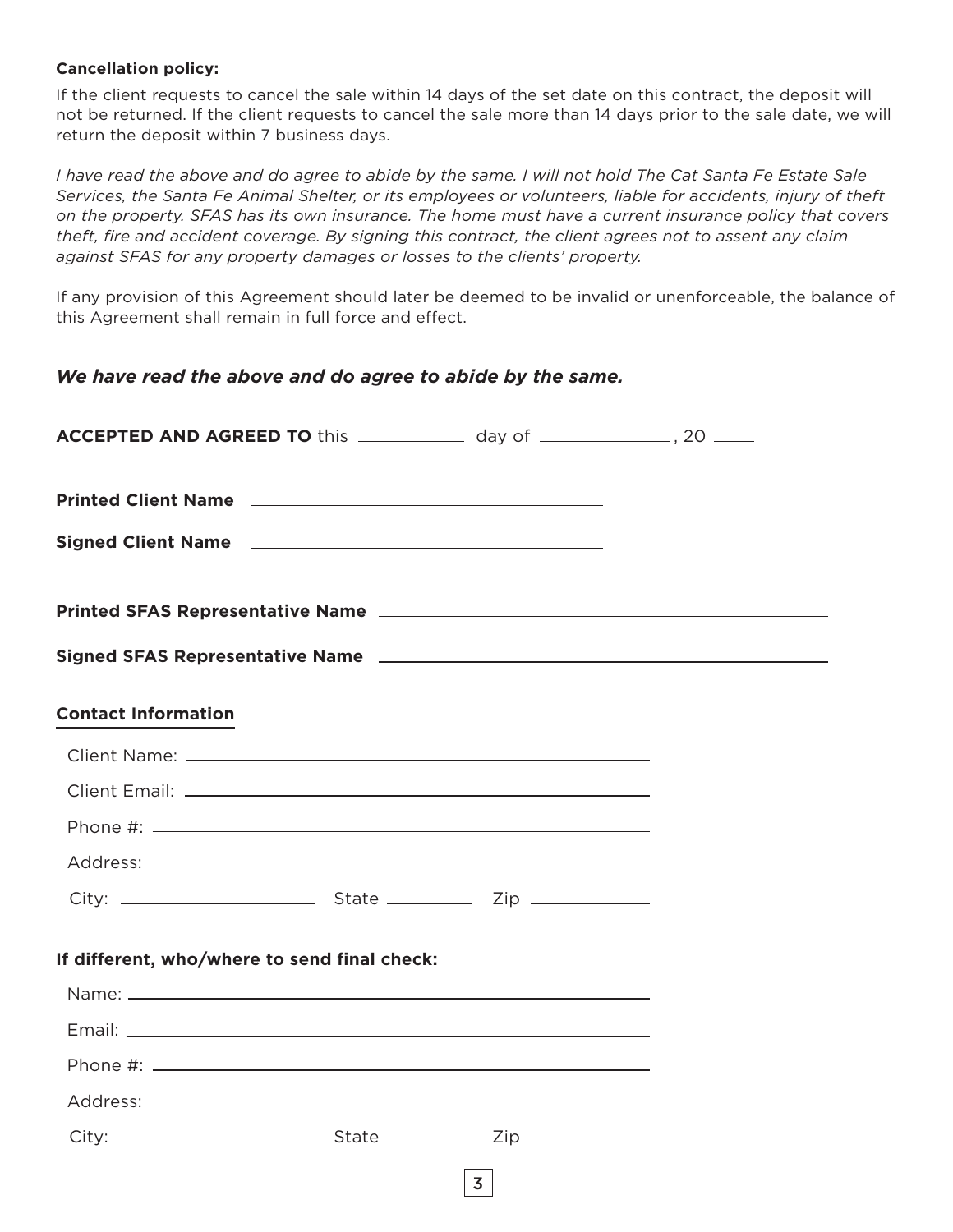**Cancellation policy:**

If the client requests to cancel the sale within 14 days of the set date on this contract, the deposit will not be returned. If the client requests to cancel the sale more than 14 days prior to the sale date, we will return the deposit within 7 business days.

*I have read the above and do agree to abide by the same. I will not hold The Cat Santa Fe Estate Sale Services, the Santa Fe Animal Shelter, or its employees or volunteers, liable for accidents, injury of theft on the property. SFAS has its own insurance. The home must have a current insurance policy that covers theft, fire and accident coverage. By signing this contract, the client agrees not to assent any claim against SFAS for any property damages or losses to the clients' property.*

If any provision of this Agreement should later be deemed to be invalid or unenforceable, the balance of this Agreement shall remain in full force and effect.

***We have read the above and do agree to abide by the same.***

**ACCEPTED AND AGREED TO** this ____________ day of ______________ , 20 _____

**Printed Client Name** ______________________________________

**Signed Client Name** ______________________________________

**Printed SFAS Representative Name** ______________________________________

**Signed SFAS Representative Name** ______________________________________

**Contact Information**

Client Name: ______________________________________

Client Email: ______________________________________

Phone #: ______________________________________

Address: ______________________________________

City: ____________________ State __________ Zip ____________

**If different, who/where to send final check:**

Name: ______________________________________

Email: ______________________________________

Phone #: ______________________________________

Address: ______________________________________

City: ____________________ State __________ Zip ____________